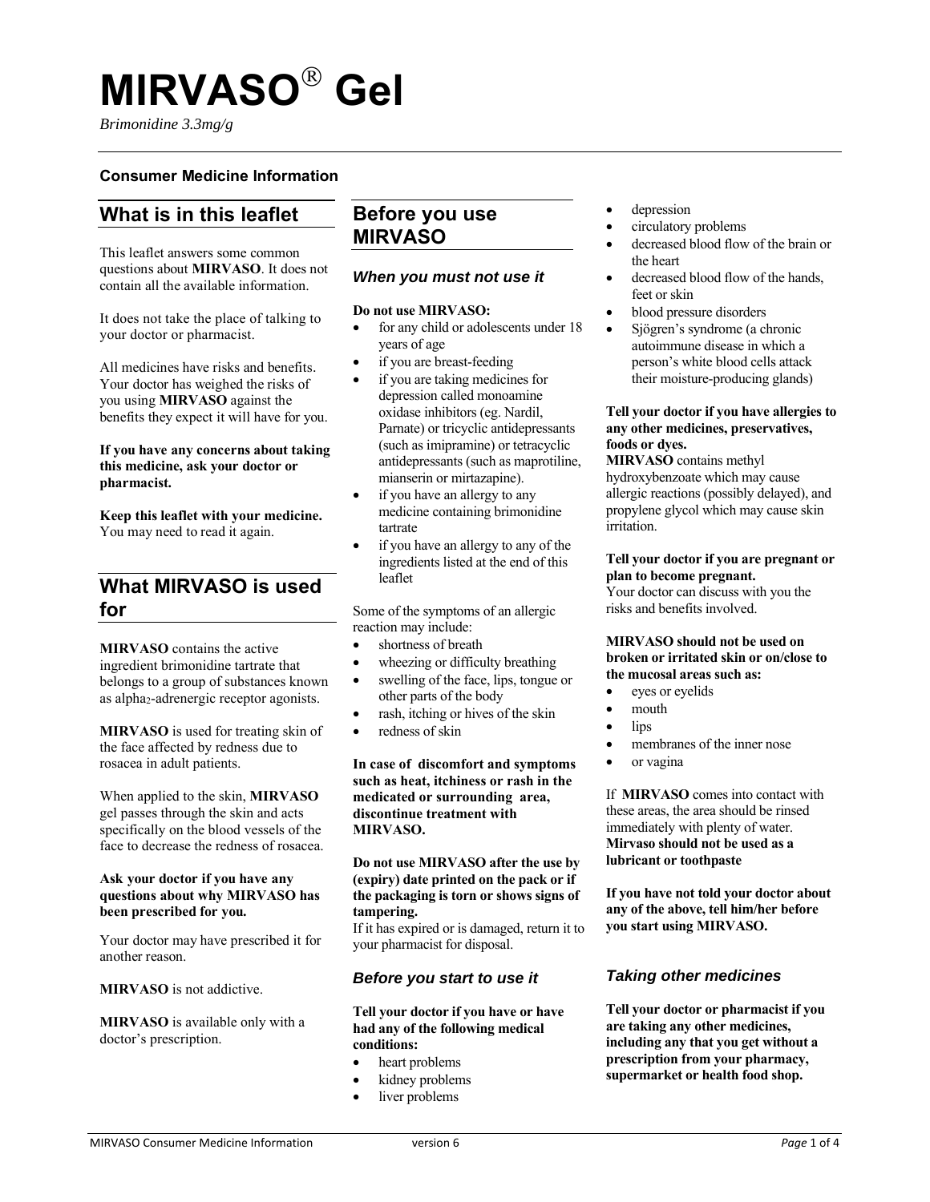# MIRVASO® Gel

*Brimonidine 3.3mg/g*

**Consumer Medicine Information**

## What is in this leaflet

This leaflet answers some common questions about **MIRVASO**. It does not contain all the available information.

It does not take the place of talking to your doctor or pharmacist.

All medicines have risks and benefits. Your doctor has weighed the risks of you using **MIRVASO** against the benefits they expect it will have for you.

**If you have any concerns about taking this medicine, ask your doctor or pharmacist.**

**Keep this leaflet with your medicine.** You may need to read it again.

## What MIRVASO is used for

**MIRVASO** contains the active ingredient brimonidine tartrate that belongs to a group of substances known as alpha$_2$-adrenergic receptor agonists.

**MIRVASO** is used for treating skin of the face affected by redness due to rosacea in adult patients.

When applied to the skin, **MIRVASO** gel passes through the skin and acts specifically on the blood vessels of the face to decrease the redness of rosacea.

**Ask your doctor if you have any questions about why MIRVASO has been prescribed for you.**

Your doctor may have prescribed it for another reason.

**MIRVASO** is not addictive.

**MIRVASO** is available only with a doctor's prescription.

## Before you use MIRVASO

### *When you must not use it*

**Do not use MIRVASO:**

- for any child or adolescents under 18 years of age
- if you are breast-feeding
- if you are taking medicines for depression called monoamine oxidase inhibitors (eg. Nardil, Parnate) or tricyclic antidepressants (such as imipramine) or tetracyclic antidepressants (such as maprotiline, mianserin or mirtazapine).
- if you have an allergy to any medicine containing brimonidine tartrate
- if you have an allergy to any of the ingredients listed at the end of this leaflet

Some of the symptoms of an allergic reaction may include:

- shortness of breath
- wheezing or difficulty breathing
- swelling of the face, lips, tongue or other parts of the body
- rash, itching or hives of the skin
- redness of skin

**In case of discomfort and symptoms such as heat, itchiness or rash in the medicated or surrounding area, discontinue treatment with MIRVASO.**

**Do not use MIRVASO after the use by (expiry) date printed on the pack or if the packaging is torn or shows signs of tampering.**
If it has expired or is damaged, return it to your pharmacist for disposal.

### *Before you start to use it*

**Tell your doctor if you have or have had any of the following medical conditions:**

- heart problems
- kidney problems
- liver problems
- depression
- circulatory problems
- decreased blood flow of the brain or the heart
- decreased blood flow of the hands, feet or skin
- blood pressure disorders
- Sjögren's syndrome (a chronic autoimmune disease in which a person's white blood cells attack their moisture-producing glands)

**Tell your doctor if you have allergies to any other medicines, preservatives, foods or dyes.**
**MIRVASO** contains methyl hydroxybenzoate which may cause allergic reactions (possibly delayed), and propylene glycol which may cause skin irritation.

**Tell your doctor if you are pregnant or plan to become pregnant.**
Your doctor can discuss with you the risks and benefits involved.

**MIRVASO should not be used on broken or irritated skin or on/close to the mucosal areas such as:**

- eyes or eyelids
- mouth
- lips
- membranes of the inner nose
- or vagina

If **MIRVASO** comes into contact with these areas, the area should be rinsed immediately with plenty of water.
**Mirvaso should not be used as a lubricant or toothpaste**

**If you have not told your doctor about any of the above, tell him/her before you start using MIRVASO.**

### *Taking other medicines*

**Tell your doctor or pharmacist if you are taking any other medicines, including any that you get without a prescription from your pharmacy, supermarket or health food shop.**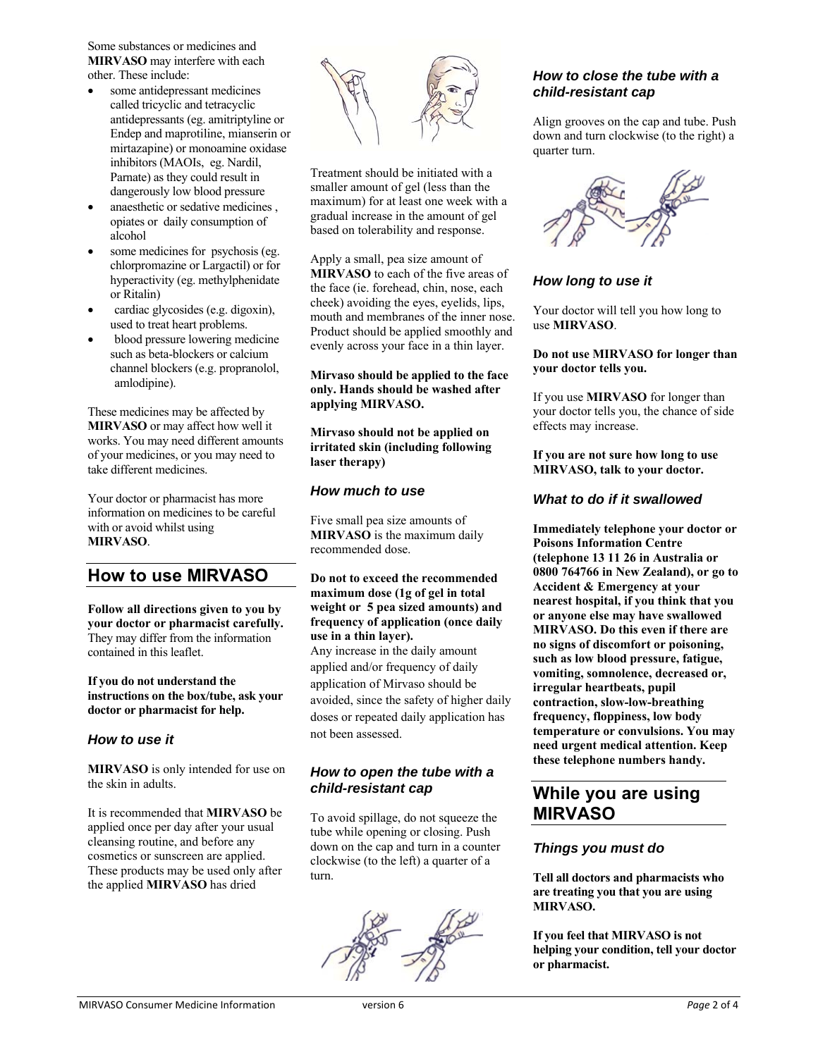Some substances or medicines and **MIRVASO** may interfere with each other. These include:

- some antidepressant medicines called tricyclic and tetracyclic antidepressants (eg. amitriptyline or Endep and maprotiline, mianserin or mirtazapine) or monoamine oxidase inhibitors (MAOIs, eg. Nardil, Parnate) as they could result in dangerously low blood pressure
- anaesthetic or sedative medicines , opiates or daily consumption of alcohol
- some medicines for psychosis (eg. chlorpromazine or Largactil) or for hyperactivity (eg. methylphenidate or Ritalin)
- cardiac glycosides (e.g. digoxin), used to treat heart problems.
- blood pressure lowering medicine such as beta-blockers or calcium channel blockers (e.g. propranolol, amlodipine).

These medicines may be affected by **MIRVASO** or may affect how well it works. You may need different amounts of your medicines, or you may need to take different medicines.

Your doctor or pharmacist has more information on medicines to be careful with or avoid whilst using **MIRVASO**.

## How to use MIRVASO

**Follow all directions given to you by your doctor or pharmacist carefully.** They may differ from the information contained in this leaflet.

**If you do not understand the instructions on the box/tube, ask your doctor or pharmacist for help.**

### *How to use it*

**MIRVASO** is only intended for use on the skin in adults.

It is recommended that **MIRVASO** be applied once per day after your usual cleansing routine, and before any cosmetics or sunscreen are applied. These products may be used only after the applied **MIRVASO** has dried

Treatment should be initiated with a smaller amount of gel (less than the maximum) for at least one week with a gradual increase in the amount of gel based on tolerability and response.

Apply a small, pea size amount of **MIRVASO** to each of the five areas of the face (ie. forehead, chin, nose, each cheek) avoiding the eyes, eyelids, lips, mouth and membranes of the inner nose. Product should be applied smoothly and evenly across your face in a thin layer.

**Mirvaso should be applied to the face only. Hands should be washed after applying MIRVASO.**

**Mirvaso should not be applied on irritated skin (including following laser therapy)**

### *How much to use*

Five small pea size amounts of **MIRVASO** is the maximum daily recommended dose.

**Do not to exceed the recommended maximum dose (1g of gel in total weight or 5 pea sized amounts) and frequency of application (once daily use in a thin layer).**

Any increase in the daily amount applied and/or frequency of daily application of Mirvaso should be avoided, since the safety of higher daily doses or repeated daily application has not been assessed.

### *How to open the tube with a child-resistant cap*

To avoid spillage, do not squeeze the tube while opening or closing. Push down on the cap and turn in a counter clockwise (to the left) a quarter of a turn.

### *How to close the tube with a child-resistant cap*

Align grooves on the cap and tube. Push down and turn clockwise (to the right) a quarter turn.

### *How long to use it*

Your doctor will tell you how long to use **MIRVASO**.

**Do not use MIRVASO for longer than your doctor tells you.**

If you use **MIRVASO** for longer than your doctor tells you, the chance of side effects may increase.

**If you are not sure how long to use MIRVASO, talk to your doctor.**

### *What to do if it swallowed*

**Immediately telephone your doctor or Poisons Information Centre (telephone 13 11 26 in Australia or 0800 764766 in New Zealand), or go to Accident & Emergency at your nearest hospital, if you think that you or anyone else may have swallowed MIRVASO. Do this even if there are no signs of discomfort or poisoning, such as low blood pressure, fatigue, vomiting, somnolence, decreased or, irregular heartbeats, pupil contraction, slow-low-breathing frequency, floppiness, low body temperature or convulsions. You may need urgent medical attention. Keep these telephone numbers handy.**

## While you are using MIRVASO

### *Things you must do*

**Tell all doctors and pharmacists who are treating you that you are using MIRVASO.**

**If you feel that MIRVASO is not helping your condition, tell your doctor or pharmacist.**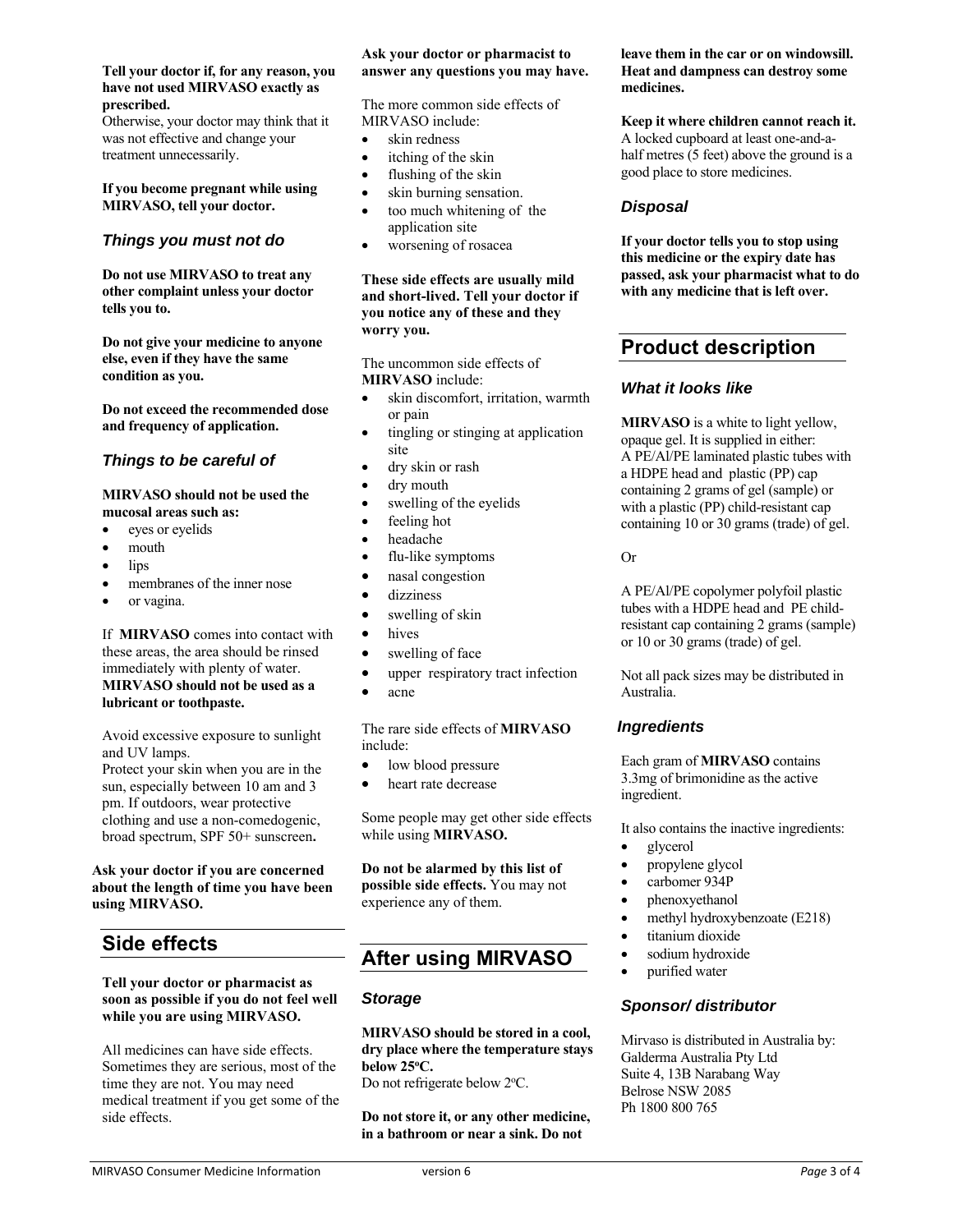**Tell your doctor if, for any reason, you have not used MIRVASO exactly as prescribed.**

Otherwise, your doctor may think that it was not effective and change your treatment unnecessarily.

**If you become pregnant while using MIRVASO, tell your doctor.**

### *Things you must not do*

**Do not use MIRVASO to treat any other complaint unless your doctor tells you to.**

**Do not give your medicine to anyone else, even if they have the same condition as you.**

**Do not exceed the recommended dose and frequency of application.**

### *Things to be careful of*

**MIRVASO should not be used the mucosal areas such as:**

- eyes or eyelids
- mouth
- lips
- membranes of the inner nose
- or vagina.

If **MIRVASO** comes into contact with these areas, the area should be rinsed immediately with plenty of water. **MIRVASO should not be used as a lubricant or toothpaste.**

Avoid excessive exposure to sunlight and UV lamps.
Protect your skin when you are in the sun, especially between 10 am and 3 pm. If outdoors, wear protective clothing and use a non-comedogenic, broad spectrum, SPF 50+ sunscreen**.**

**Ask your doctor if you are concerned about the length of time you have been using MIRVASO.**

## Side effects

**Tell your doctor or pharmacist as soon as possible if you do not feel well while you are using MIRVASO.**

All medicines can have side effects. Sometimes they are serious, most of the time they are not. You may need medical treatment if you get some of the side effects.

**Ask your doctor or pharmacist to answer any questions you may have.**

The more common side effects of MIRVASO include:

- skin redness
- itching of the skin
- flushing of the skin
- skin burning sensation.
- too much whitening of the application site
- worsening of rosacea

**These side effects are usually mild and short-lived. Tell your doctor if you notice any of these and they worry you.**

The uncommon side effects of **MIRVASO** include:

- skin discomfort, irritation, warmth or pain
- tingling or stinging at application site
- dry skin or rash
- dry mouth
- swelling of the eyelids
- feeling hot
- headache
- flu-like symptoms
- nasal congestion
- dizziness
- swelling of skin
- hives
- swelling of face
- upper respiratory tract infection
- acne

The rare side effects of **MIRVASO** include:

- low blood pressure
- heart rate decrease

Some people may get other side effects while using **MIRVASO.**

**Do not be alarmed by this list of possible side effects.** You may not experience any of them.

## After using MIRVASO

### *Storage*

**MIRVASO should be stored in a cool, dry place where the temperature stays below 25°C.**
Do not refrigerate below 2°C.

**Do not store it, or any other medicine, in a bathroom or near a sink. Do not leave them in the car or on windowsill. Heat and dampness can destroy some medicines.**

**Keep it where children cannot reach it.**
A locked cupboard at least one-and-a-half metres (5 feet) above the ground is a good place to store medicines.

### *Disposal*

**If your doctor tells you to stop using this medicine or the expiry date has passed, ask your pharmacist what to do with any medicine that is left over.**

## Product description

### *What it looks like*

**MIRVASO** is a white to light yellow, opaque gel. It is supplied in either:
A PE/Al/PE laminated plastic tubes with a HDPE head and plastic (PP) cap containing 2 grams of gel (sample) or with a plastic (PP) child-resistant cap containing 10 or 30 grams (trade) of gel.

Or

A PE/Al/PE copolymer polyfoil plastic tubes with a HDPE head and PE child-resistant cap containing 2 grams (sample) or 10 or 30 grams (trade) of gel.

Not all pack sizes may be distributed in Australia.

### *Ingredients*

Each gram of **MIRVASO** contains 3.3mg of brimonidine as the active ingredient.

It also contains the inactive ingredients:

- glycerol
- propylene glycol
- carbomer 934P
- phenoxyethanol
- methyl hydroxybenzoate (E218)
- titanium dioxide
- sodium hydroxide
- purified water

### *Sponsor/ distributor*

Mirvaso is distributed in Australia by:
Galderma Australia Pty Ltd
Suite 4, 13B Narabang Way
Belrose NSW 2085
Ph 1800 800 765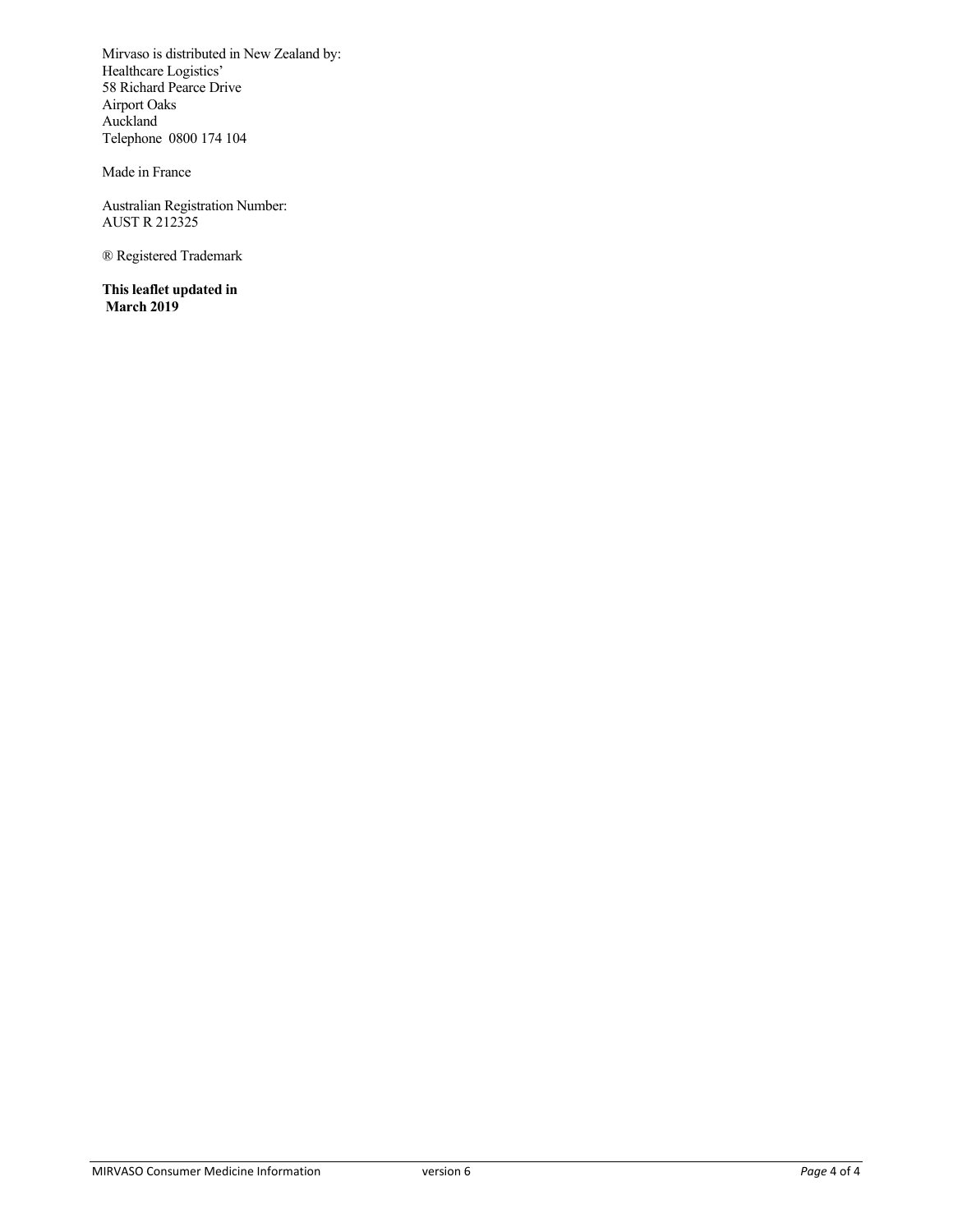Mirvaso is distributed in New Zealand by:
Healthcare Logistics'
58 Richard Pearce Drive
Airport Oaks
Auckland
Telephone 0800 174 104

Made in France

Australian Registration Number:
AUST R 212325

® Registered Trademark

**This leaflet updated in March 2019**